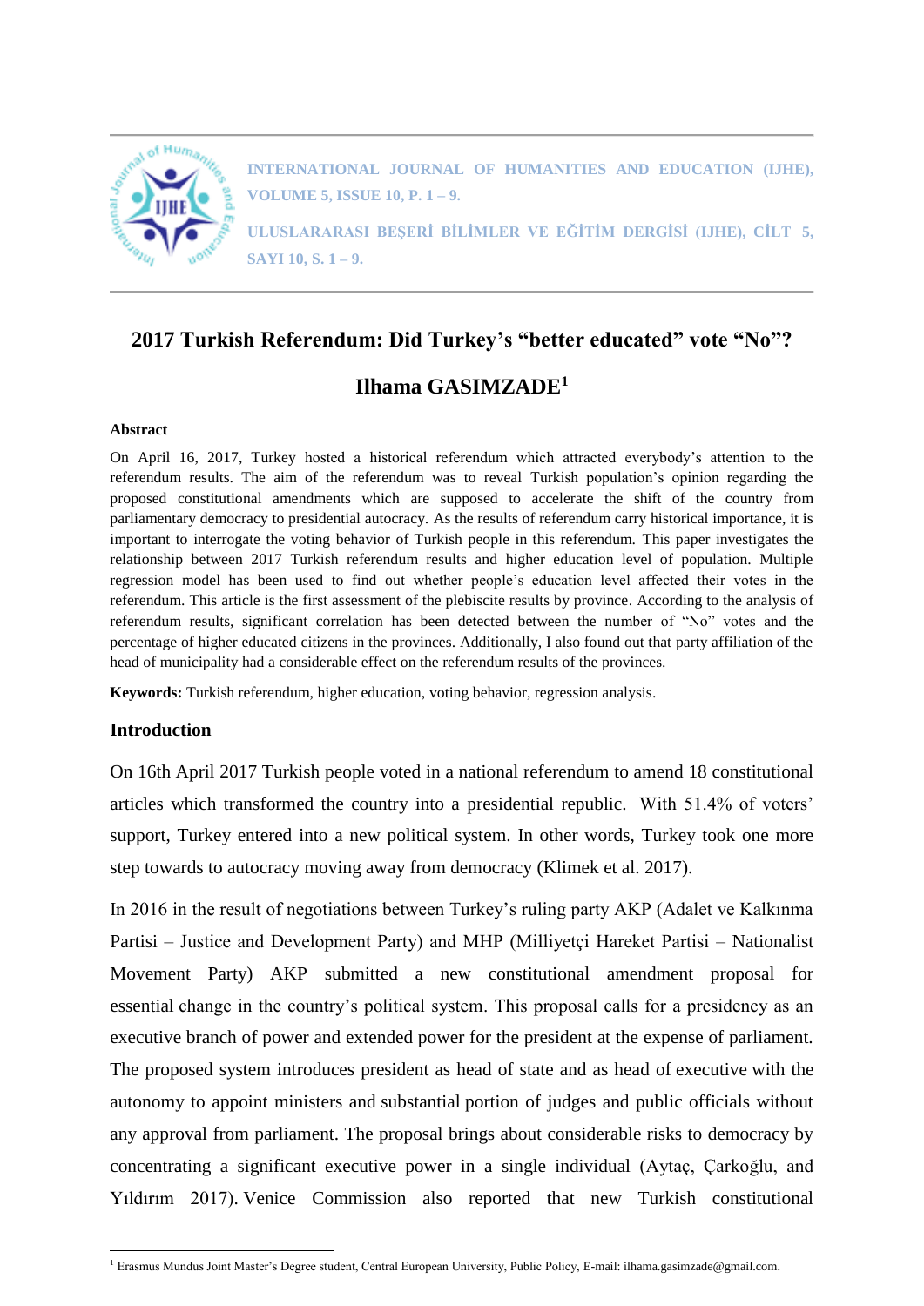# 2017 Turkish Referendum: Did Turkey's "better educated" vote "No"?

**Ilhama GASIMZADE**[1]

**Abstract**

On April 16, 2017, Turkey hosted a historical referendum which attracted everybody's attention to the referendum results. The aim of the referendum was to reveal Turkish population's opinion regarding the proposed constitutional amendments which are supposed to accelerate the shift of the country from parliamentary democracy to presidential autocracy. As the results of referendum carry historical importance, it is important to interrogate the voting behavior of Turkish people in this referendum. This paper investigates the relationship between 2017 Turkish referendum results and higher education level of population. Multiple regression model has been used to find out whether people's education level affected their votes in the referendum. This article is the first assessment of the plebiscite results by province. According to the analysis of referendum results, significant correlation has been detected between the number of "No" votes and the percentage of higher educated citizens in the provinces. Additionally, I also found out that party affiliation of the head of municipality had a considerable effect on the referendum results of the provinces.

**Keywords:** Turkish referendum, higher education, voting behavior, regression analysis.

## Introduction

On 16th April 2017 Turkish people voted in a national referendum to amend 18 constitutional articles which transformed the country into a presidential republic. With 51.4% of voters' support, Turkey entered into a new political system. In other words, Turkey took one more step towards to autocracy moving away from democracy (Klimek et al. 2017).

In 2016 in the result of negotiations between Turkey's ruling party AKP (Adalet ve Kalkınma Partisi – Justice and Development Party) and MHP (Milliyetçi Hareket Partisi – Nationalist Movement Party) AKP submitted a new constitutional amendment proposal for essential change in the country's political system. This proposal calls for a presidency as an executive branch of power and extended power for the president at the expense of parliament. The proposed system introduces president as head of state and as head of executive with the autonomy to appoint ministers and substantial portion of judges and public officials without any approval from parliament. The proposal brings about considerable risks to democracy by concentrating a significant executive power in a single individual (Aytaç, Çarkoğlu, and Yıldırım 2017). Venice Commission also reported that new Turkish constitutional

---

[1] Erasmus Mundus Joint Master's Degree student, Central European University, Public Policy, E-mail: ilhama.gasimzade@gmail.com.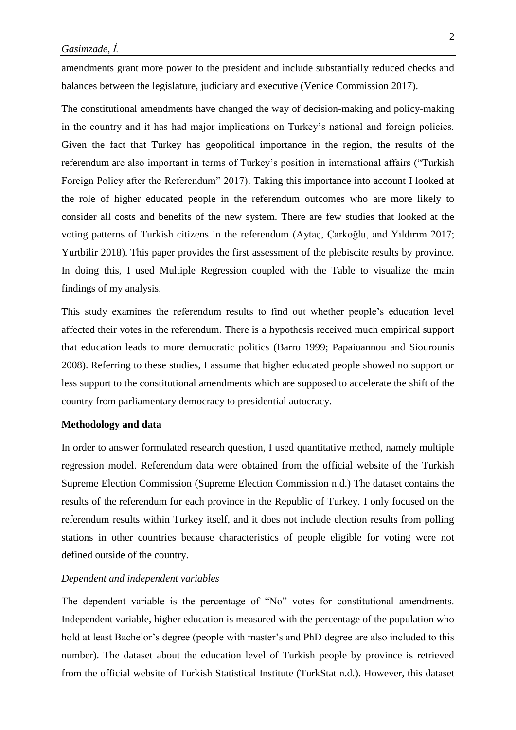amendments grant more power to the president and include substantially reduced checks and balances between the legislature, judiciary and executive (Venice Commission 2017).

The constitutional amendments have changed the way of decision-making and policy-making in the country and it has had major implications on Turkey's national and foreign policies. Given the fact that Turkey has geopolitical importance in the region, the results of the referendum are also important in terms of Turkey's position in international affairs ("Turkish Foreign Policy after the Referendum" 2017). Taking this importance into account I looked at the role of higher educated people in the referendum outcomes who are more likely to consider all costs and benefits of the new system. There are few studies that looked at the voting patterns of Turkish citizens in the referendum (Aytaç, Çarkoğlu, and Yıldırım 2017; Yurtbilir 2018). This paper provides the first assessment of the plebiscite results by province. In doing this, I used Multiple Regression coupled with the Table to visualize the main findings of my analysis.

This study examines the referendum results to find out whether people's education level affected their votes in the referendum. There is a hypothesis received much empirical support that education leads to more democratic politics (Barro 1999; Papaioannou and Siourounis 2008). Referring to these studies, I assume that higher educated people showed no support or less support to the constitutional amendments which are supposed to accelerate the shift of the country from parliamentary democracy to presidential autocracy.

**Methodology and data**

In order to answer formulated research question, I used quantitative method, namely multiple regression model. Referendum data were obtained from the official website of the Turkish Supreme Election Commission (Supreme Election Commission n.d.) The dataset contains the results of the referendum for each province in the Republic of Turkey. I only focused on the referendum results within Turkey itself, and it does not include election results from polling stations in other countries because characteristics of people eligible for voting were not defined outside of the country.

*Dependent and independent variables*

The dependent variable is the percentage of "No" votes for constitutional amendments. Independent variable, higher education is measured with the percentage of the population who hold at least Bachelor's degree (people with master's and PhD degree are also included to this number). The dataset about the education level of Turkish people by province is retrieved from the official website of Turkish Statistical Institute (TurkStat n.d.). However, this dataset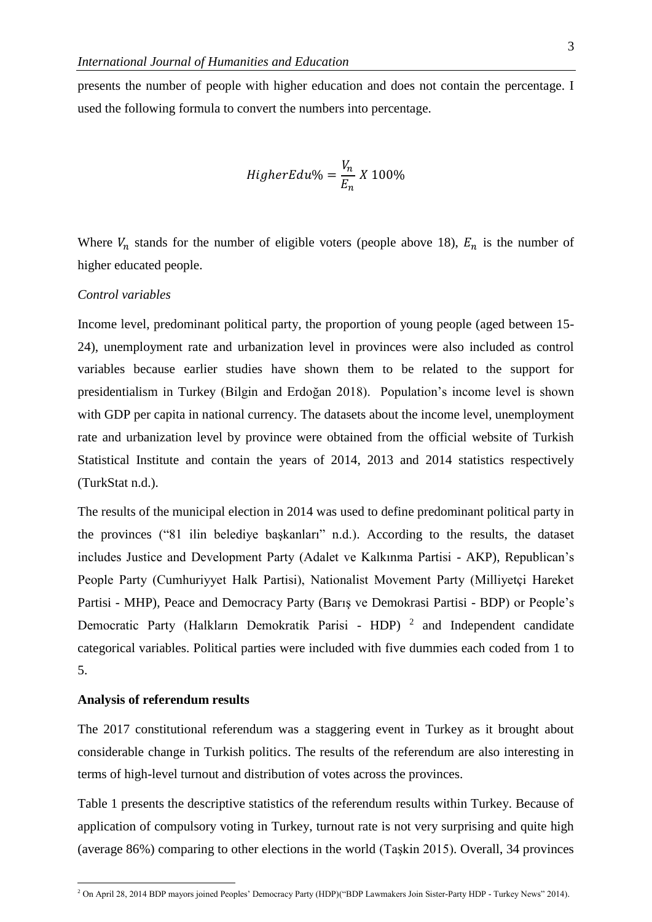presents the number of people with higher education and does not contain the percentage. I used the following formula to convert the numbers into percentage.

$$HigherEdu\% = \frac{V_n}{E_n} X\ 100\%$$

Where $V_n$ stands for the number of eligible voters (people above 18), $E_n$ is the number of higher educated people.

*Control variables*

Income level, predominant political party, the proportion of young people (aged between 15-24), unemployment rate and urbanization level in provinces were also included as control variables because earlier studies have shown them to be related to the support for presidentialism in Turkey (Bilgin and Erdoğan 2018). Population's income level is shown with GDP per capita in national currency. The datasets about the income level, unemployment rate and urbanization level by province were obtained from the official website of Turkish Statistical Institute and contain the years of 2014, 2013 and 2014 statistics respectively (TurkStat n.d.).

The results of the municipal election in 2014 was used to define predominant political party in the provinces ("81 ilin belediye başkanları" n.d.). According to the results, the dataset includes Justice and Development Party (Adalet ve Kalkınma Partisi - AKP), Republican's People Party (Cumhuriyyet Halk Partisi), Nationalist Movement Party (Milliyetçi Hareket Partisi - MHP), Peace and Democracy Party (Barış ve Demokrasi Partisi - BDP) or People's Democratic Party (Halkların Demokratik Parisi - HDP) [2] and Independent candidate categorical variables. Political parties were included with five dummies each coded from 1 to 5.

**Analysis of referendum results**

The 2017 constitutional referendum was a staggering event in Turkey as it brought about considerable change in Turkish politics. The results of the referendum are also interesting in terms of high-level turnout and distribution of votes across the provinces.

Table 1 presents the descriptive statistics of the referendum results within Turkey. Because of application of compulsory voting in Turkey, turnout rate is not very surprising and quite high (average 86%) comparing to other elections in the world (Taşkin 2015). Overall, 34 provinces

[2] On April 28, 2014 BDP mayors joined Peoples' Democracy Party (HDP)("BDP Lawmakers Join Sister-Party HDP - Turkey News" 2014).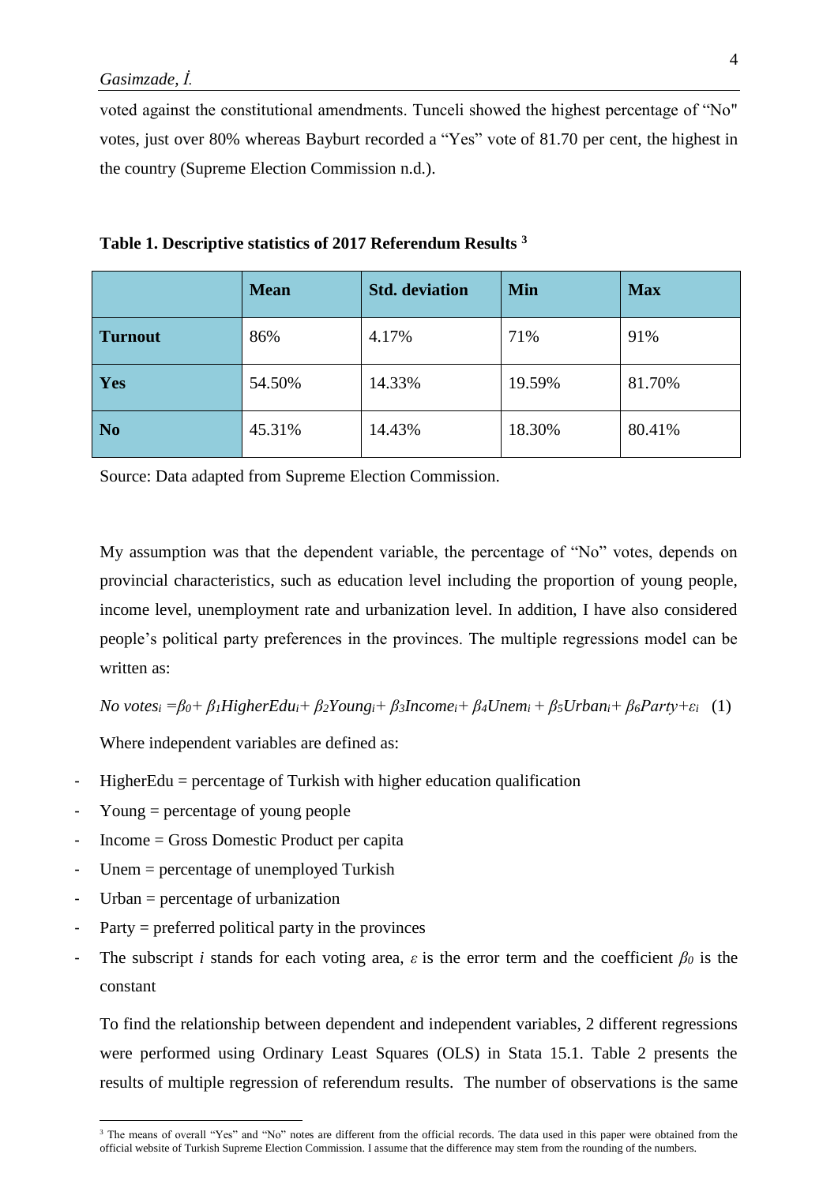voted against the constitutional amendments. Tunceli showed the highest percentage of "No" votes, just over 80% whereas Bayburt recorded a "Yes" vote of 81.70 per cent, the highest in the country (Supreme Election Commission n.d.).

**Table 1. Descriptive statistics of 2017 Referendum Results [3]**

| | **Mean** | **Std. deviation** | **Min** | **Max** |
|---|---|---|---|---|
| **Turnout** | 86% | 4.17% | 71% | 91% |
| **Yes** | 54.50% | 14.33% | 19.59% | 81.70% |
| **No** | 45.31% | 14.43% | 18.30% | 80.41% |

Source: Data adapted from Supreme Election Commission.

My assumption was that the dependent variable, the percentage of "No" votes, depends on provincial characteristics, such as education level including the proportion of young people, income level, unemployment rate and urbanization level. In addition, I have also considered people's political party preferences in the provinces. The multiple regressions model can be written as:

$$No\ votes_i = \beta_0 + \beta_1 HigherEdu_i + \beta_2 Young_i + \beta_3 Income_i + \beta_4 Unem_i + \beta_5 Urban_i + \beta_6 Party + \varepsilon_i \quad (1)$$

Where independent variables are defined as:

- HigherEdu = percentage of Turkish with higher education qualification
- Young = percentage of young people
- Income = Gross Domestic Product per capita
- Unem = percentage of unemployed Turkish
- Urban = percentage of urbanization
- Party = preferred political party in the provinces
- The subscript $i$ stands for each voting area, $\varepsilon$ is the error term and the coefficient $\beta_0$ is the constant

To find the relationship between dependent and independent variables, 2 different regressions were performed using Ordinary Least Squares (OLS) in Stata 15.1. Table 2 presents the results of multiple regression of referendum results. The number of observations is the same

[3] The means of overall "Yes" and "No" notes are different from the official records. The data used in this paper were obtained from the official website of Turkish Supreme Election Commission. I assume that the difference may stem from the rounding of the numbers.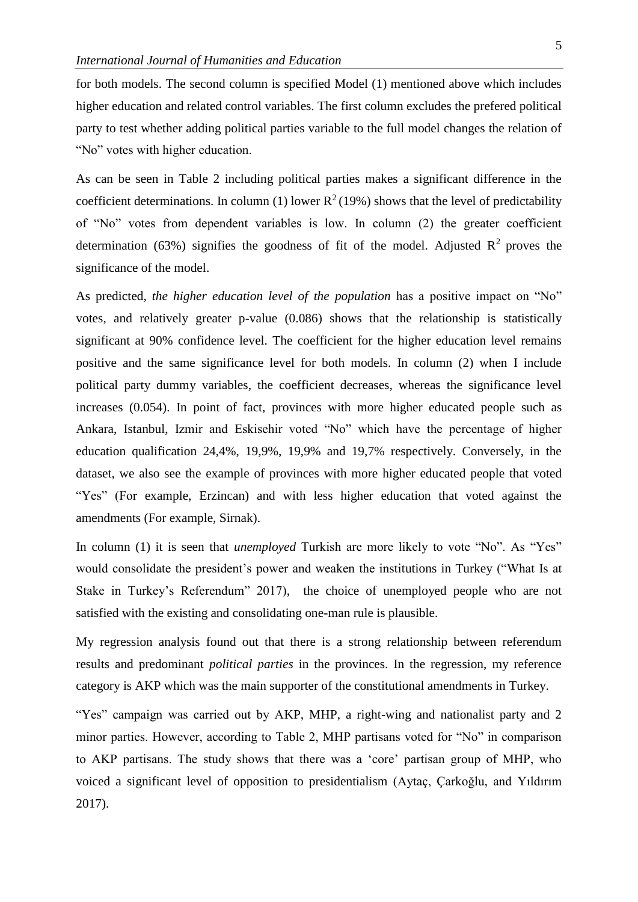for both models. The second column is specified Model (1) mentioned above which includes higher education and related control variables. The first column excludes the prefered political party to test whether adding political parties variable to the full model changes the relation of "No" votes with higher education.

As can be seen in Table 2 including political parties makes a significant difference in the coefficient determinations. In column (1) lower $R^2$ (19%) shows that the level of predictability of "No" votes from dependent variables is low. In column (2) the greater coefficient determination (63%) signifies the goodness of fit of the model. Adjusted $R^2$ proves the significance of the model.

As predicted, *the higher education level of the population* has a positive impact on "No" votes, and relatively greater p-value (0.086) shows that the relationship is statistically significant at 90% confidence level. The coefficient for the higher education level remains positive and the same significance level for both models. In column (2) when I include political party dummy variables, the coefficient decreases, whereas the significance level increases (0.054). In point of fact, provinces with more higher educated people such as Ankara, Istanbul, Izmir and Eskisehir voted "No" which have the percentage of higher education qualification 24,4%, 19,9%, 19,9% and 19,7% respectively. Conversely, in the dataset, we also see the example of provinces with more higher educated people that voted "Yes" (For example, Erzincan) and with less higher education that voted against the amendments (For example, Sirnak).

In column (1) it is seen that *unemployed* Turkish are more likely to vote "No". As "Yes" would consolidate the president's power and weaken the institutions in Turkey ("What Is at Stake in Turkey's Referendum" 2017), the choice of unemployed people who are not satisfied with the existing and consolidating one-man rule is plausible.

My regression analysis found out that there is a strong relationship between referendum results and predominant *political parties* in the provinces. In the regression, my reference category is AKP which was the main supporter of the constitutional amendments in Turkey.

"Yes" campaign was carried out by AKP, MHP, a right-wing and nationalist party and 2 minor parties. However, according to Table 2, MHP partisans voted for "No" in comparison to AKP partisans. The study shows that there was a 'core' partisan group of MHP, who voiced a significant level of opposition to presidentialism (Aytaç, Çarkoğlu, and Yıldırım 2017).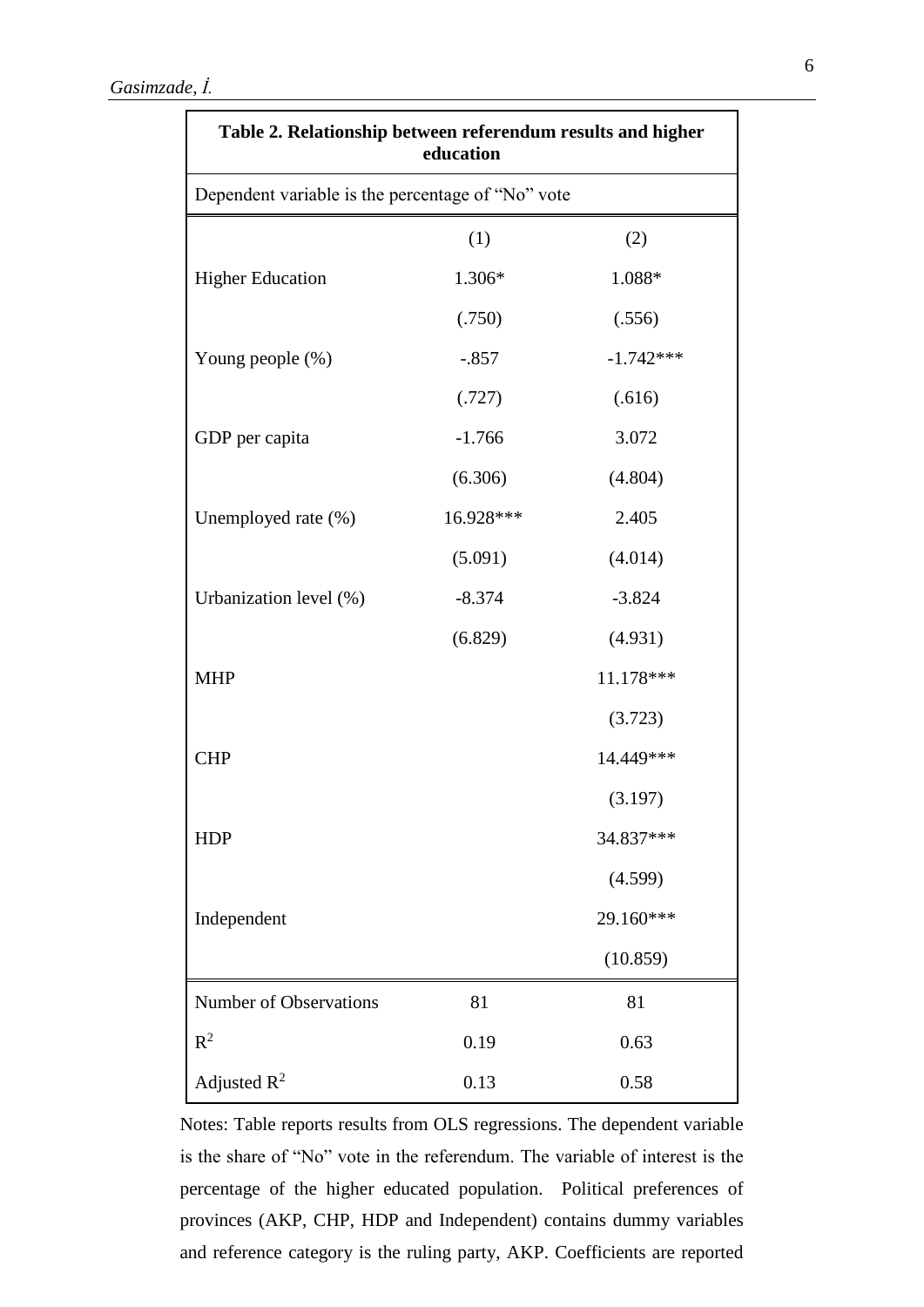**Table 2. Relationship between referendum results and higher education**

Dependent variable is the percentage of "No" vote

| | (1) | (2) |
|---|---|---|
| Higher Education | 1.306* | 1.088* |
| | (.750) | (.556) |
| Young people (%) | -.857 | -1.742*** |
| | (.727) | (.616) |
| GDP per capita | -1.766 | 3.072 |
| | (6.306) | (4.804) |
| Unemployed rate (%) | 16.928*** | 2.405 |
| | (5.091) | (4.014) |
| Urbanization level (%) | -8.374 | -3.824 |
| | (6.829) | (4.931) |
| MHP | | 11.178*** |
| | | (3.723) |
| CHP | | 14.449*** |
| | | (3.197) |
| HDP | | 34.837*** |
| | | (4.599) |
| Independent | | 29.160*** |
| | | (10.859) |
| Number of Observations | 81 | 81 |
| $R^2$ | 0.19 | 0.63 |
| Adjusted $R^2$ | 0.13 | 0.58 |

Notes: Table reports results from OLS regressions. The dependent variable is the share of "No" vote in the referendum. The variable of interest is the percentage of the higher educated population. Political preferences of provinces (AKP, CHP, HDP and Independent) contains dummy variables and reference category is the ruling party, AKP. Coefficients are reported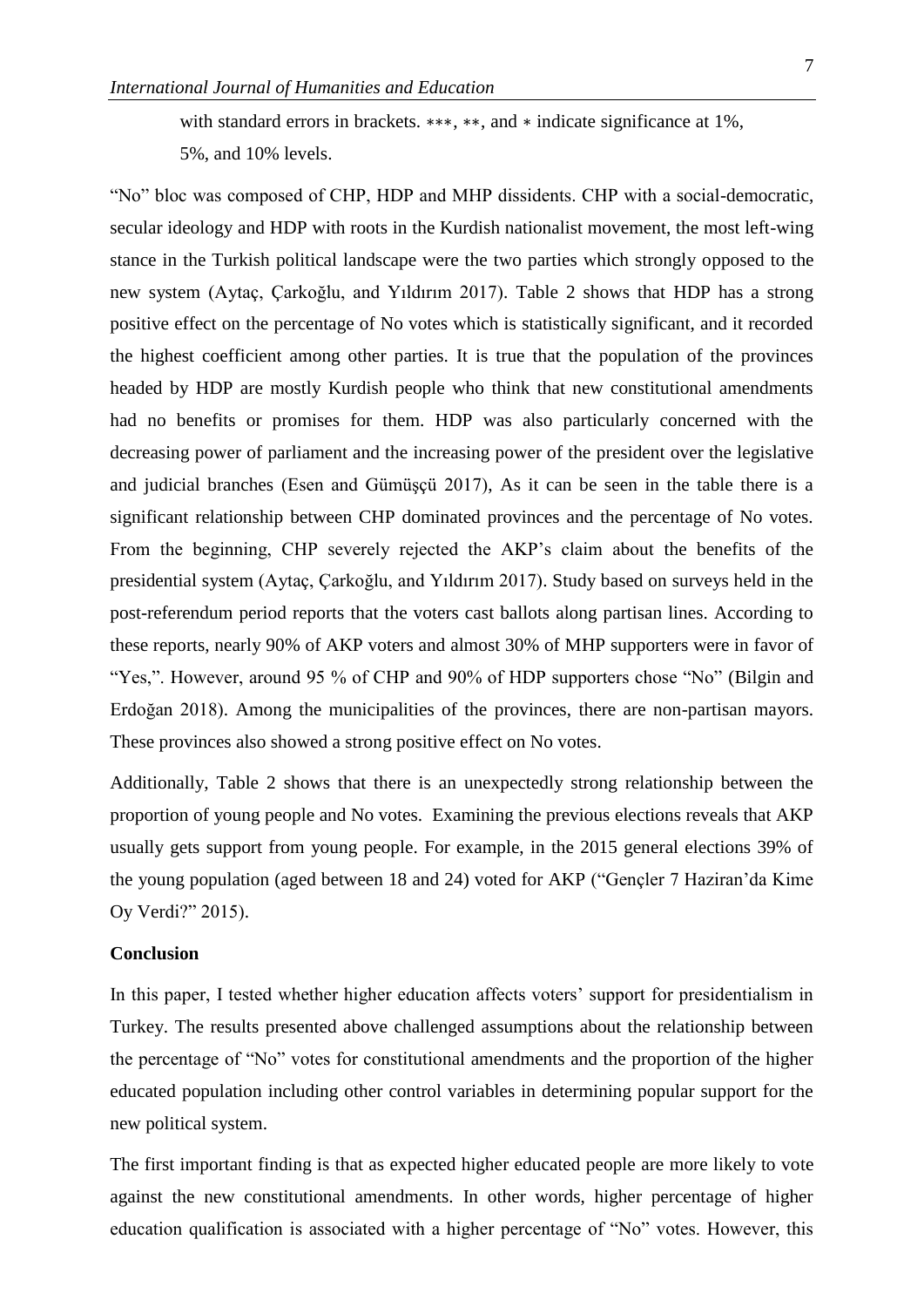with standard errors in brackets. ∗∗∗, ∗∗, and ∗ indicate significance at 1%, 5%, and 10% levels.

"No" bloc was composed of CHP, HDP and MHP dissidents. CHP with a social-democratic, secular ideology and HDP with roots in the Kurdish nationalist movement, the most left-wing stance in the Turkish political landscape were the two parties which strongly opposed to the new system (Aytaç, Çarkoğlu, and Yıldırım 2017). Table 2 shows that HDP has a strong positive effect on the percentage of No votes which is statistically significant, and it recorded the highest coefficient among other parties. It is true that the population of the provinces headed by HDP are mostly Kurdish people who think that new constitutional amendments had no benefits or promises for them. HDP was also particularly concerned with the decreasing power of parliament and the increasing power of the president over the legislative and judicial branches (Esen and Gümüşçü 2017), As it can be seen in the table there is a significant relationship between CHP dominated provinces and the percentage of No votes. From the beginning, CHP severely rejected the AKP's claim about the benefits of the presidential system (Aytaç, Çarkoğlu, and Yıldırım 2017). Study based on surveys held in the post-referendum period reports that the voters cast ballots along partisan lines. According to these reports, nearly 90% of AKP voters and almost 30% of MHP supporters were in favor of "Yes,". However, around 95 % of CHP and 90% of HDP supporters chose "No" (Bilgin and Erdoğan 2018). Among the municipalities of the provinces, there are non-partisan mayors. These provinces also showed a strong positive effect on No votes.

Additionally, Table 2 shows that there is an unexpectedly strong relationship between the proportion of young people and No votes. Examining the previous elections reveals that AKP usually gets support from young people. For example, in the 2015 general elections 39% of the young population (aged between 18 and 24) voted for AKP ("Gençler 7 Haziran'da Kime Oy Verdi?" 2015).

## Conclusion

In this paper, I tested whether higher education affects voters' support for presidentialism in Turkey. The results presented above challenged assumptions about the relationship between the percentage of "No" votes for constitutional amendments and the proportion of the higher educated population including other control variables in determining popular support for the new political system.

The first important finding is that as expected higher educated people are more likely to vote against the new constitutional amendments. In other words, higher percentage of higher education qualification is associated with a higher percentage of "No" votes. However, this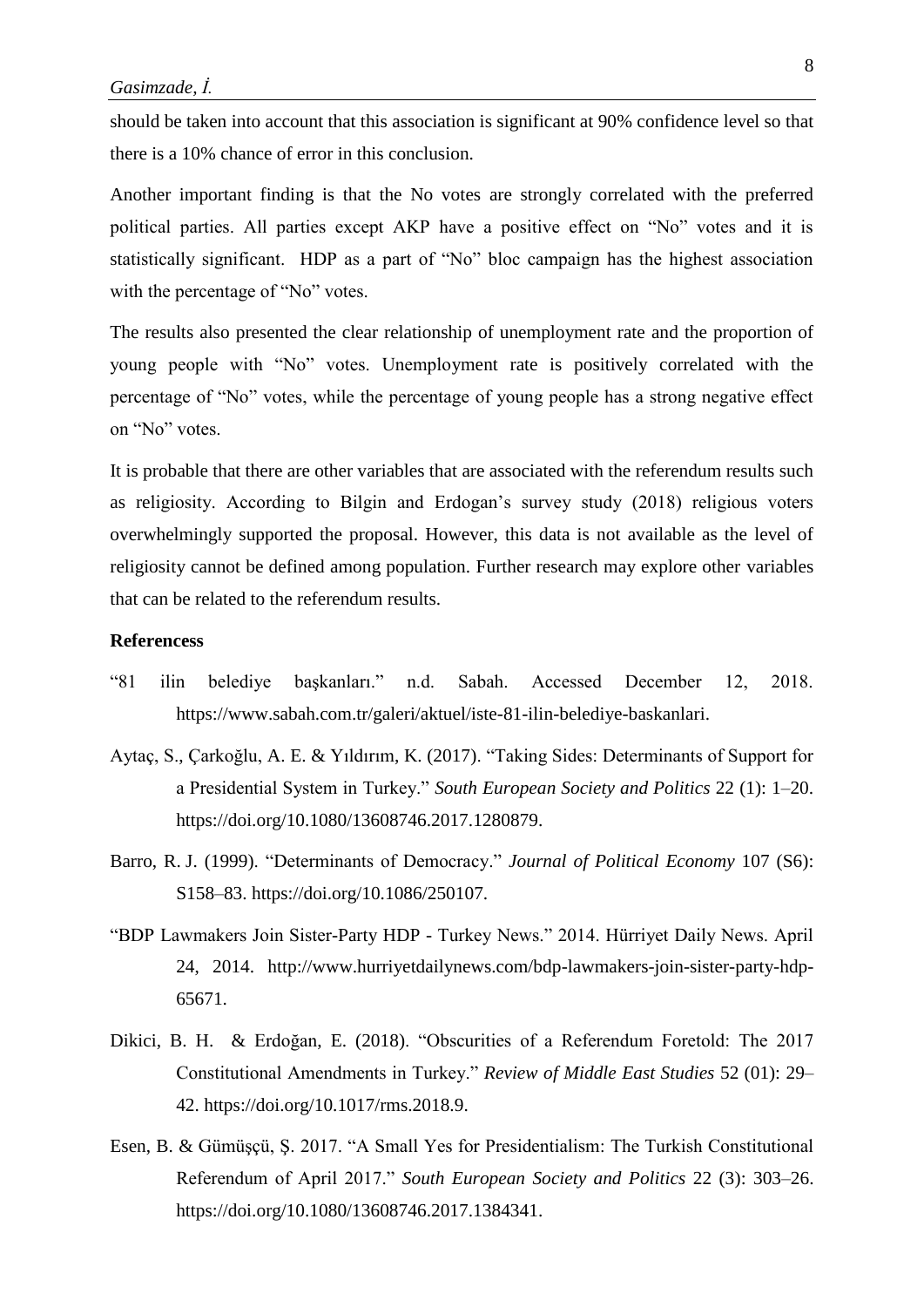should be taken into account that this association is significant at 90% confidence level so that there is a 10% chance of error in this conclusion.

Another important finding is that the No votes are strongly correlated with the preferred political parties. All parties except AKP have a positive effect on "No" votes and it is statistically significant. HDP as a part of "No" bloc campaign has the highest association with the percentage of "No" votes.

The results also presented the clear relationship of unemployment rate and the proportion of young people with "No" votes. Unemployment rate is positively correlated with the percentage of "No" votes, while the percentage of young people has a strong negative effect on "No" votes.

It is probable that there are other variables that are associated with the referendum results such as religiosity. According to Bilgin and Erdogan's survey study (2018) religious voters overwhelmingly supported the proposal. However, this data is not available as the level of religiosity cannot be defined among population. Further research may explore other variables that can be related to the referendum results.

**Referencess**

"81 ilin belediye başkanları." n.d. Sabah. Accessed December 12, 2018. https://www.sabah.com.tr/galeri/aktuel/iste-81-ilin-belediye-baskanlari.

Aytaç, S., Çarkoğlu, A. E. & Yıldırım, K. (2017). "Taking Sides: Determinants of Support for a Presidential System in Turkey." *South European Society and Politics* 22 (1): 1–20. https://doi.org/10.1080/13608746.2017.1280879.

Barro, R. J. (1999). "Determinants of Democracy." *Journal of Political Economy* 107 (S6): S158–83. https://doi.org/10.1086/250107.

"BDP Lawmakers Join Sister-Party HDP - Turkey News." 2014. Hürriyet Daily News. April 24, 2014. http://www.hurriyetdailynews.com/bdp-lawmakers-join-sister-party-hdp-65671.

Dikici, B. H. & Erdoğan, E. (2018). "Obscurities of a Referendum Foretold: The 2017 Constitutional Amendments in Turkey." *Review of Middle East Studies* 52 (01): 29–42. https://doi.org/10.1017/rms.2018.9.

Esen, B. & Gümüşçü, Ş. 2017. "A Small Yes for Presidentialism: The Turkish Constitutional Referendum of April 2017." *South European Society and Politics* 22 (3): 303–26. https://doi.org/10.1080/13608746.2017.1384341.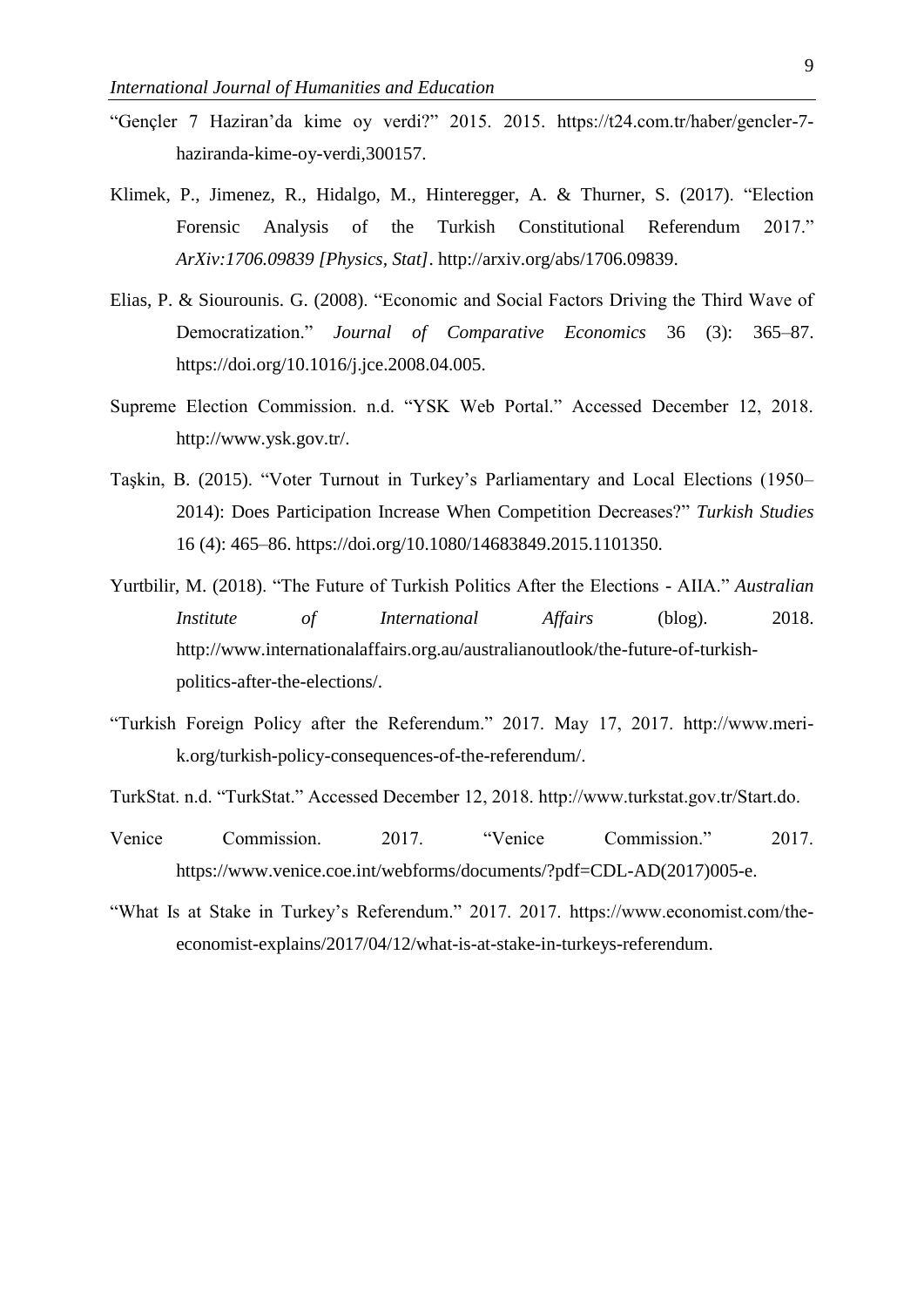"Gençler 7 Haziran'da kime oy verdi?" 2015. 2015. https://t24.com.tr/haber/gencler-7-haziranda-kime-oy-verdi,300157.

Klimek, P., Jimenez, R., Hidalgo, M., Hinteregger, A. & Thurner, S. (2017). "Election Forensic Analysis of the Turkish Constitutional Referendum 2017." *ArXiv:1706.09839 [Physics, Stat]*. http://arxiv.org/abs/1706.09839.

Elias, P. & Siourounis. G. (2008). "Economic and Social Factors Driving the Third Wave of Democratization." *Journal of Comparative Economics* 36 (3): 365–87. https://doi.org/10.1016/j.jce.2008.04.005.

Supreme Election Commission. n.d. "YSK Web Portal." Accessed December 12, 2018. http://www.ysk.gov.tr/.

Taşkin, B. (2015). "Voter Turnout in Turkey's Parliamentary and Local Elections (1950–2014): Does Participation Increase When Competition Decreases?" *Turkish Studies* 16 (4): 465–86. https://doi.org/10.1080/14683849.2015.1101350.

Yurtbilir, M. (2018). "The Future of Turkish Politics After the Elections - AIIA." *Australian Institute of International Affairs* (blog). 2018. http://www.internationalaffairs.org.au/australianoutlook/the-future-of-turkish-politics-after-the-elections/.

"Turkish Foreign Policy after the Referendum." 2017. May 17, 2017. http://www.meri-k.org/turkish-policy-consequences-of-the-referendum/.

TurkStat. n.d. "TurkStat." Accessed December 12, 2018. http://www.turkstat.gov.tr/Start.do.

Venice Commission. 2017. "Venice Commission." 2017. https://www.venice.coe.int/webforms/documents/?pdf=CDL-AD(2017)005-e.

"What Is at Stake in Turkey's Referendum." 2017. 2017. https://www.economist.com/the-economist-explains/2017/04/12/what-is-at-stake-in-turkeys-referendum.